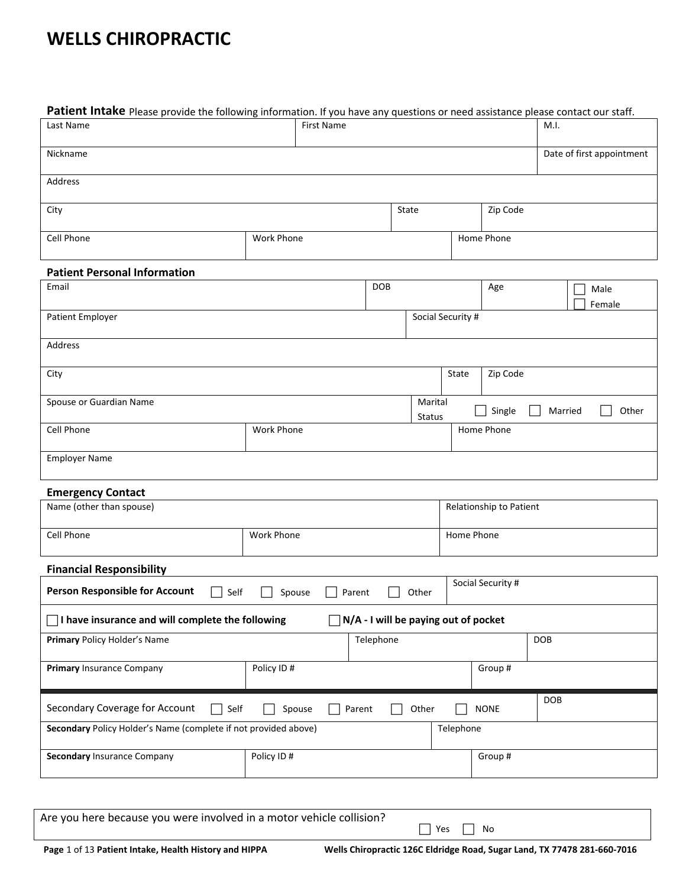# WELLS CHIROPRACTIC

## Patient Intake

Please provide the following information. If you have any questions or need assistance please contact our staff.

| Last Name | First Name | M.I. |
|---|---|---|
| Nickname | | Date of first appointment |

| Address | | |
|---|---|---|
| City | State | Zip Code |
| Cell Phone | Work Phone | Home Phone |

### Patient Personal Information

| Email | DOB | Age | ☐ Male ☐ Female |
|---|---|---|---|
| Patient Employer | Social Security # | | |
| Address | | | |
| City | State | Zip Code | |
| Spouse or Guardian Name | Marital Status ☐ Single ☐ Married ☐ Other | | |
| Cell Phone | Work Phone | Home Phone | |
| Employer Name | | | |

### Emergency Contact

| Name (other than spouse) | | Relationship to Patient |
|---|---|---|
| Cell Phone | Work Phone | Home Phone |

### Financial Responsibility

| **Person Responsible for Account** ☐ Self ☐ Spouse ☐ Parent ☐ Other | | Social Security # |
|---|---|---|
| ☐ **I have insurance and will complete the following** | ☐ **N/A - I will be paying out of pocket** | |
| **Primary** Policy Holder's Name | Telephone | DOB |
| **Primary** Insurance Company | Policy ID # | Group # |

| Secondary Coverage for Account ☐ Self ☐ Spouse ☐ Parent ☐ Other ☐ NONE | | DOB |
|---|---|---|
| **Secondary** Policy Holder's Name (complete if not provided above) | Telephone | |
| **Secondary** Insurance Company | Policy ID # | Group # |

| Are you here because you were involved in a motor vehicle collision? | ☐ Yes ☐ No |
|---|---|

**Page** 1 of 13 **Patient Intake, Health History and HIPPA** **Wells Chiropractic 126C Eldridge Road, Sugar Land, TX 77478 281-660-7016**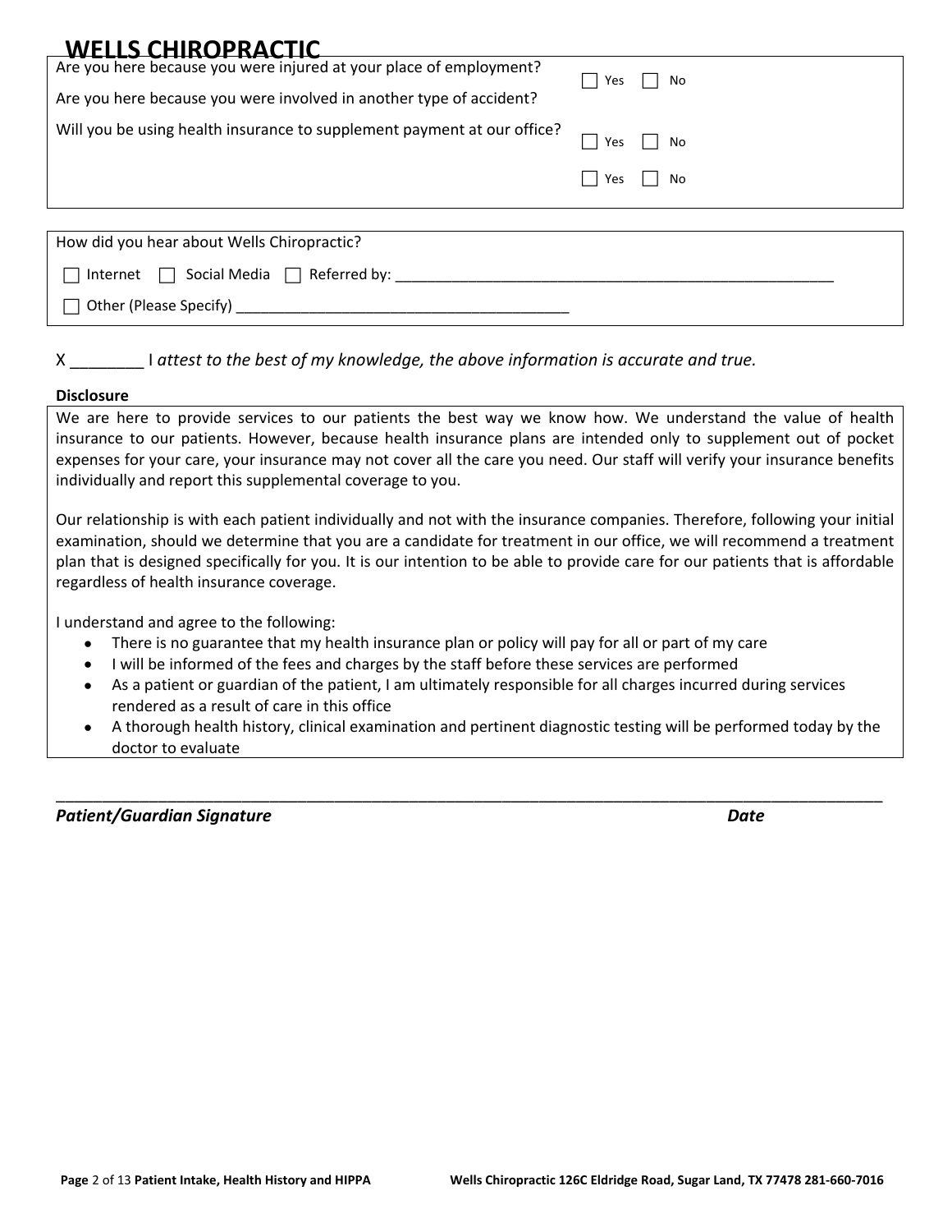# WELLS CHIROPRACTIC

| Question | Response |
| --- | --- |
| Are you here because you were injured at your place of employment? | ☐ Yes ☐ No |
| Are you here because you were involved in another type of accident? | ☐ Yes ☐ No |
| Will you be using health insurance to supplement payment at our office? | ☐ Yes ☐ No |

How did you hear about Wells Chiropractic?

☐ Internet ☐ Social Media ☐ Referred by: ______________________________________________________

☐ Other (Please Specify) __________________________________________

X ________ I *attest to the best of my knowledge, the above information is accurate and true.*

**Disclosure**

We are here to provide services to our patients the best way we know how. We understand the value of health insurance to our patients. However, because health insurance plans are intended only to supplement out of pocket expenses for your care, your insurance may not cover all the care you need. Our staff will verify your insurance benefits individually and report this supplemental coverage to you.

Our relationship is with each patient individually and not with the insurance companies. Therefore, following your initial examination, should we determine that you are a candidate for treatment in our office, we will recommend a treatment plan that is designed specifically for you. It is our intention to be able to provide care for our patients that is affordable regardless of health insurance coverage.

I understand and agree to the following:

- There is no guarantee that my health insurance plan or policy will pay for all or part of my care
- I will be informed of the fees and charges by the staff before these services are performed
- As a patient or guardian of the patient, I am ultimately responsible for all charges incurred during services rendered as a result of care in this office
- A thorough health history, clinical examination and pertinent diagnostic testing will be performed today by the doctor to evaluate

_____________________________________________________________________________________________

***Patient/Guardian Signature*** ***Date***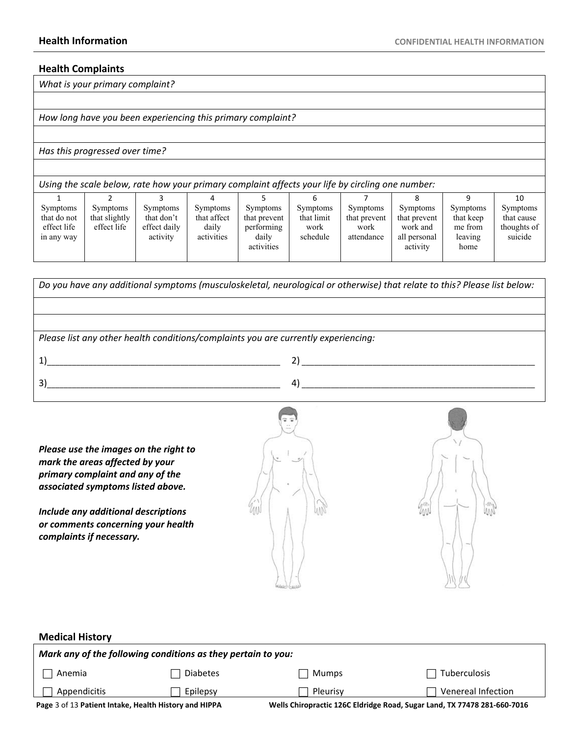## Health Information

**CONFIDENTIAL HEALTH INFORMATION**

### Health Complaints

*What is your primary complaint?*

*How long have you been experiencing this primary complaint?*

*Has this progressed over time?*

*Using the scale below, rate how your primary complaint affects your life by circling one number:*

| 1 | 2 | 3 | 4 | 5 | 6 | 7 | 8 | 9 | 10 |
|---|---|---|---|---|---|---|---|---|---|
| Symptoms that do not effect life in any way | Symptoms that slightly effect life | Symptoms that don't effect daily activity | Symptoms that affect daily activities | Symptoms that prevent performing daily activities | Symptoms that limit work schedule | Symptoms that prevent work attendance | Symptoms that prevent work and all personal activity | Symptoms that keep me from leaving home | Symptoms that cause thoughts of suicide |

*Do you have any additional symptoms (musculoskeletal, neurological or otherwise) that relate to this? Please list below:*

*Please list any other health conditions/complaints you are currently experiencing:*

1)________________________________________________ 2) ________________________________________________

3)________________________________________________ 4) ________________________________________________

***Please use the images on the right to mark the areas affected by your primary complaint and any of the associated symptoms listed above.***

***Include any additional descriptions or comments concerning your health complaints if necessary.***

### Medical History

***Mark any of the following conditions as they pertain to you:***

| | | | |
|---|---|---|---|
| ☐ Anemia | ☐ Diabetes | ☐ Mumps | ☐ Tuberculosis |
| ☐ Appendicitis | ☐ Epilepsy | ☐ Pleurisy | ☐ Venereal Infection |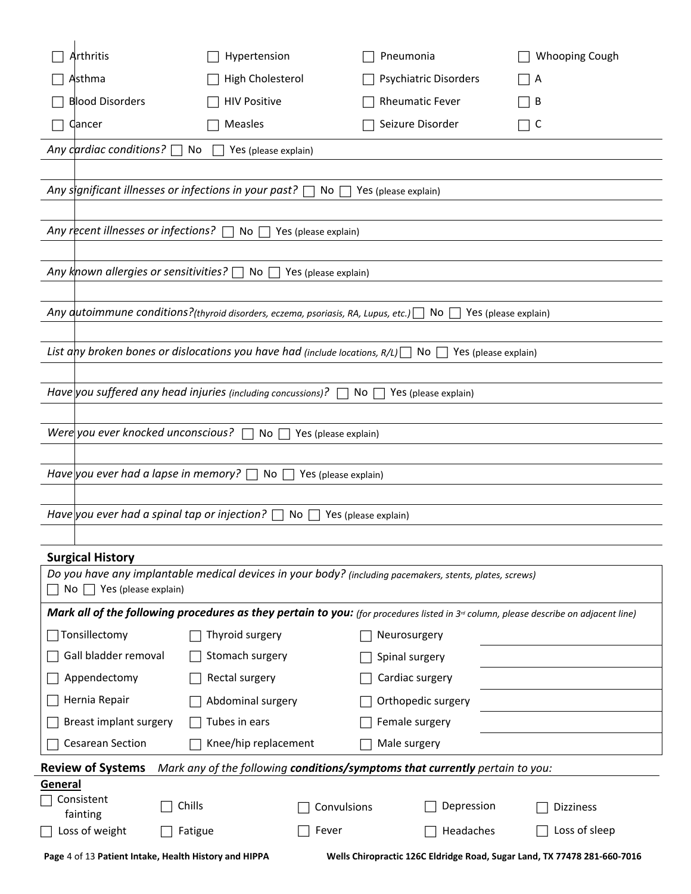| | | | |
|---|---|---|---|
| ☐ Arthritis | ☐ Hypertension | ☐ Pneumonia | ☐ Whooping Cough |
| ☐ Asthma | ☐ High Cholesterol | ☐ Psychiatric Disorders | ☐ A |
| ☐ Blood Disorders | ☐ HIV Positive | ☐ Rheumatic Fever | ☐ B |
| ☐ Cancer | ☐ Measles | ☐ Seizure Disorder | ☐ C |

*Any cardiac conditions?* ☐ No ☐ Yes (please explain)

*Any significant illnesses or infections in your past?* ☐ No ☐ Yes (please explain)

*Any recent illnesses or infections?* ☐ No ☐ Yes (please explain)

*Any known allergies or sensitivities?* ☐ No ☐ Yes (please explain)

*Any autoimmune conditions?(thyroid disorders, eczema, psoriasis, RA, Lupus, etc.)* ☐ No ☐ Yes (please explain)

*List any broken bones or dislocations you have had (include locations, R/L)* ☐ No ☐ Yes (please explain)

*Have you suffered any head injuries (including concussions)?* ☐ No ☐ Yes (please explain)

*Were you ever knocked unconscious?* ☐ No ☐ Yes (please explain)

*Have you ever had a lapse in memory?* ☐ No ☐ Yes (please explain)

*Have you ever had a spinal tap or injection?* ☐ No ☐ Yes (please explain)

## Surgical History

*Do you have any implantable medical devices in your body? (including pacemakers, stents, plates, screws)*
☐ No ☐ Yes (please explain)

***Mark all of the following procedures as they pertain to you:*** *(for procedures listed in 3rd column, please describe on adjacent line)*

| | | | |
|---|---|---|---|
| ☐ Tonsillectomy | ☐ Thyroid surgery | ☐ Neurosurgery | |
| ☐ Gall bladder removal | ☐ Stomach surgery | ☐ Spinal surgery | |
| ☐ Appendectomy | ☐ Rectal surgery | ☐ Cardiac surgery | |
| ☐ Hernia Repair | ☐ Abdominal surgery | ☐ Orthopedic surgery | |
| ☐ Breast implant surgery | ☐ Tubes in ears | ☐ Female surgery | |
| ☐ Cesarean Section | ☐ Knee/hip replacement | ☐ Male surgery | |

## Review of Systems

*Mark any of the following **conditions/symptoms that currently** pertain to you:*

**General**

| | | | | |
|---|---|---|---|---|
| ☐ Consistent fainting | ☐ Chills | ☐ Convulsions | ☐ Depression | ☐ Dizziness |
| ☐ Loss of weight | ☐ Fatigue | ☐ Fever | ☐ Headaches | ☐ Loss of sleep |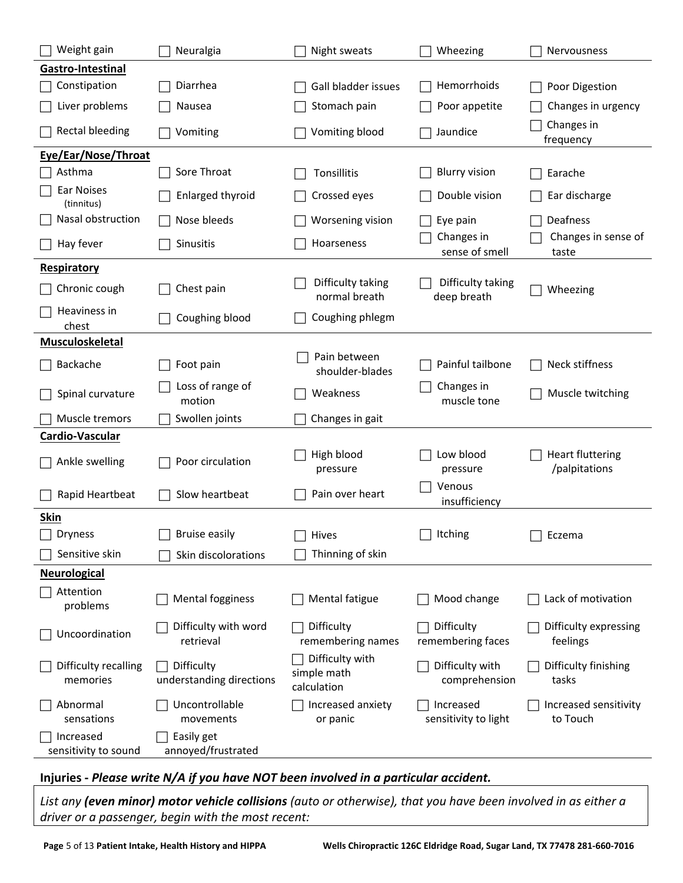- [ ] Weight gain
- [ ] Neuralgia
- [ ] Night sweats
- [ ] Wheezing
- [ ] Nervousness

**Gastro-Intestinal**

- [ ] Constipation
- [ ] Diarrhea
- [ ] Gall bladder issues
- [ ] Hemorrhoids
- [ ] Poor Digestion
- [ ] Liver problems
- [ ] Nausea
- [ ] Stomach pain
- [ ] Poor appetite
- [ ] Changes in urgency
- [ ] Rectal bleeding
- [ ] Vomiting
- [ ] Vomiting blood
- [ ] Jaundice
- [ ] Changes in frequency

**Eye/Ear/Nose/Throat**

- [ ] Asthma
- [ ] Sore Throat
- [ ] Tonsillitis
- [ ] Blurry vision
- [ ] Earache
- [ ] Ear Noises (tinnitus)
- [ ] Enlarged thyroid
- [ ] Crossed eyes
- [ ] Double vision
- [ ] Ear discharge
- [ ] Nasal obstruction
- [ ] Nose bleeds
- [ ] Worsening vision
- [ ] Eye pain
- [ ] Deafness
- [ ] Hay fever
- [ ] Sinusitis
- [ ] Hoarseness
- [ ] Changes in sense of smell
- [ ] Changes in sense of taste

**Respiratory**

- [ ] Chronic cough
- [ ] Chest pain
- [ ] Difficulty taking normal breath
- [ ] Difficulty taking deep breath
- [ ] Wheezing
- [ ] Heaviness in chest
- [ ] Coughing blood
- [ ] Coughing phlegm

**Musculoskeletal**

- [ ] Backache
- [ ] Foot pain
- [ ] Pain between shoulder-blades
- [ ] Painful tailbone
- [ ] Neck stiffness
- [ ] Spinal curvature
- [ ] Loss of range of motion
- [ ] Weakness
- [ ] Changes in muscle tone
- [ ] Muscle twitching
- [ ] Muscle tremors
- [ ] Swollen joints
- [ ] Changes in gait

**Cardio-Vascular**

- [ ] Ankle swelling
- [ ] Poor circulation
- [ ] High blood pressure
- [ ] Low blood pressure
- [ ] Heart fluttering /palpitations
- [ ] Rapid Heartbeat
- [ ] Slow heartbeat
- [ ] Pain over heart
- [ ] Venous insufficiency

**Skin**

- [ ] Dryness
- [ ] Bruise easily
- [ ] Hives
- [ ] Itching
- [ ] Eczema
- [ ] Sensitive skin
- [ ] Skin discolorations
- [ ] Thinning of skin

**Neurological**

- [ ] Attention problems
- [ ] Mental fogginess
- [ ] Mental fatigue
- [ ] Mood change
- [ ] Lack of motivation
- [ ] Uncoordination
- [ ] Difficulty with word retrieval
- [ ] Difficulty remembering names
- [ ] Difficulty remembering faces
- [ ] Difficulty expressing feelings
- [ ] Difficulty recalling memories
- [ ] Difficulty understanding directions
- [ ] Difficulty with simple math calculation
- [ ] Difficulty with comprehension
- [ ] Difficulty finishing tasks
- [ ] Abnormal sensations
- [ ] Uncontrollable movements
- [ ] Increased anxiety or panic
- [ ] Increased sensitivity to light
- [ ] Increased sensitivity to Touch
- [ ] Increased sensitivity to sound
- [ ] Easily get annoyed/frustrated

**Injuries -** ***Please write N/A if you have NOT been involved in a particular accident.***

*List any* ***(even minor) motor vehicle collisions*** *(auto or otherwise), that you have been involved in as either a driver or a passenger, begin with the most recent:*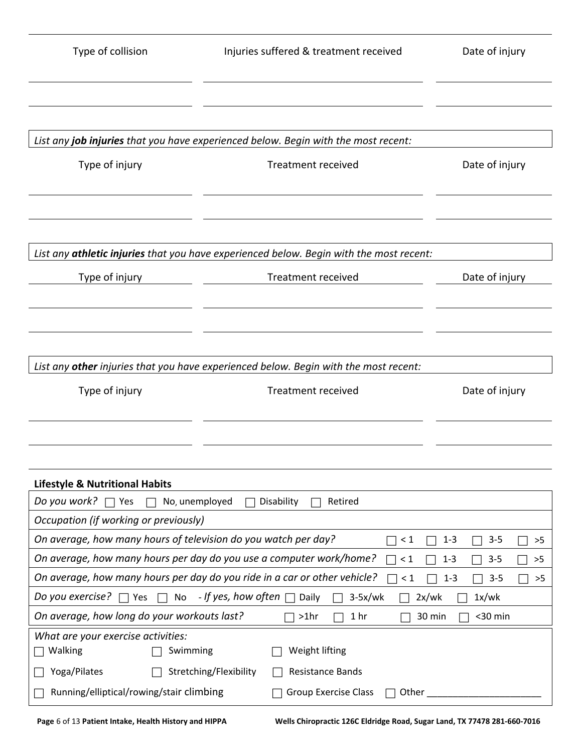| Type of collision | Injuries suffered & treatment received | Date of injury |
| --- | --- | --- |
| | | |
| | | |

*List any **job injuries** that you have experienced below. Begin with the most recent:*

| Type of injury | Treatment received | Date of injury |
| --- | --- | --- |
| | | |
| | | |

*List any **athletic injuries** that you have experienced below. Begin with the most recent:*

| Type of injury | Treatment received | Date of injury |
| --- | --- | --- |
| | | |
| | | |

*List any **other** injuries that you have experienced below. Begin with the most recent:*

| Type of injury | Treatment received | Date of injury |
| --- | --- | --- |
| | | |
| | | |

**Lifestyle & Nutritional Habits**

*Do you work?* ☐ Yes ☐ No, unemployed ☐ Disability ☐ Retired

*Occupation (if working or previously)*

*On average, how many hours of television do you watch per day?* ☐ < 1 ☐ 1-3 ☐ 3-5 ☐ >5

*On average, how many hours per day do you use a computer work/home?* ☐ < 1 ☐ 1-3 ☐ 3-5 ☐ >5

*On average, how many hours per day do you ride in a car or other vehicle?* ☐ < 1 ☐ 1-3 ☐ 3-5 ☐ >5

*Do you exercise?* ☐ Yes ☐ No *- If yes, how often* ☐ Daily ☐ 3-5x/wk ☐ 2x/wk ☐ 1x/wk

*On average, how long do your workouts last?* ☐ >1hr ☐ 1 hr ☐ 30 min ☐ <30 min

*What are your exercise activities:*

☐ Walking ☐ Swimming ☐ Weight lifting

☐ Yoga/Pilates ☐ Stretching/Flexibility ☐ Resistance Bands

☐ Running/elliptical/rowing/stair climbing ☐ Group Exercise Class ☐ Other ______________________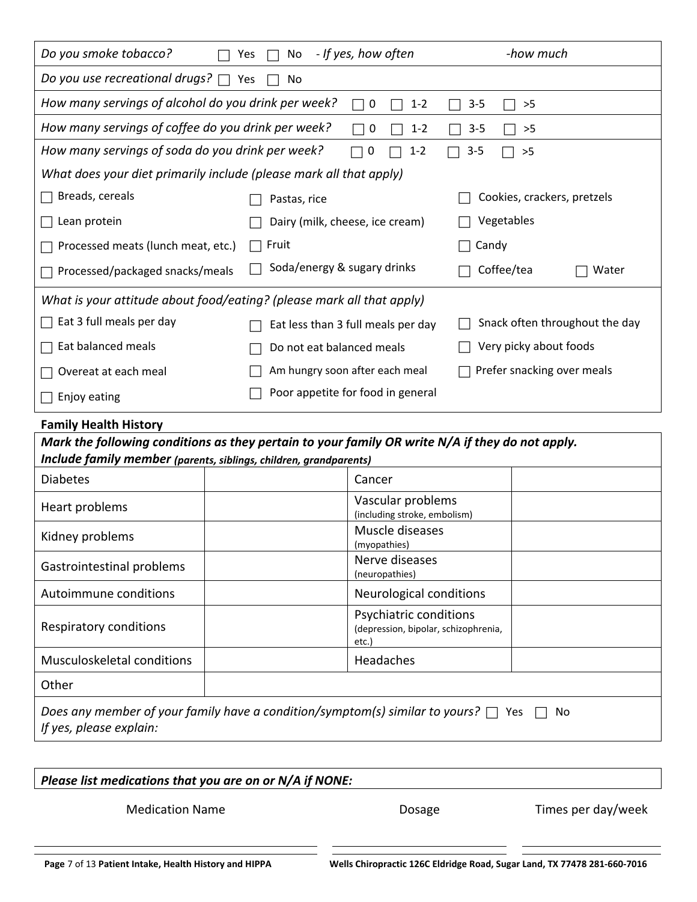*Do you smoke tobacco?* ☐ Yes ☐ No *- If yes, how often* *-how much*

*Do you use recreational drugs?* ☐ Yes ☐ No

*How many servings of alcohol do you drink per week?* ☐ 0 ☐ 1-2 ☐ 3-5 ☐ >5

*How many servings of coffee do you drink per week?* ☐ 0 ☐ 1-2 ☐ 3-5 ☐ >5

*How many servings of soda do you drink per week?* ☐ 0 ☐ 1-2 ☐ 3-5 ☐ >5

*What does your diet primarily include (please mark all that apply)*

| | | |
|---|---|---|
| ☐ Breads, cereals | ☐ Pastas, rice | ☐ Cookies, crackers, pretzels |
| ☐ Lean protein | ☐ Dairy (milk, cheese, ice cream) | ☐ Vegetables |
| ☐ Processed meats (lunch meat, etc.) | ☐ Fruit | ☐ Candy |
| ☐ Processed/packaged snacks/meals | ☐ Soda/energy & sugary drinks | ☐ Coffee/tea ☐ Water |

*What is your attitude about food/eating? (please mark all that apply)*

| | | |
|---|---|---|
| ☐ Eat 3 full meals per day | ☐ Eat less than 3 full meals per day | ☐ Snack often throughout the day |
| ☐ Eat balanced meals | ☐ Do not eat balanced meals | ☐ Very picky about foods |
| ☐ Overeat at each meal | ☐ Am hungry soon after each meal | ☐ Prefer snacking over meals |
| ☐ Enjoy eating | ☐ Poor appetite for food in general | |

**Family Health History**

***Mark the following conditions as they pertain to your family OR write N/A if they do not apply. Include family member*** ***(parents, siblings, children, grandparents)***

| Condition | Family member | Condition | Family member |
|---|---|---|---|
| Diabetes | | Cancer | |
| Heart problems | | Vascular problems (including stroke, embolism) | |
| Kidney problems | | Muscle diseases (myopathies) | |
| Gastrointestinal problems | | Nerve diseases (neuropathies) | |
| Autoimmune conditions | | Neurological conditions | |
| Respiratory conditions | | Psychiatric conditions (depression, bipolar, schizophrenia, etc.) | |
| Musculoskeletal conditions | | Headaches | |
| Other | | | |

*Does any member of your family have a condition/symptom(s) similar to yours?* ☐ Yes ☐ No
*If yes, please explain:*

***Please list medications that you are on or N/A if NONE:***

| Medication Name | Dosage | Times per day/week |
|---|---|---|
| | | |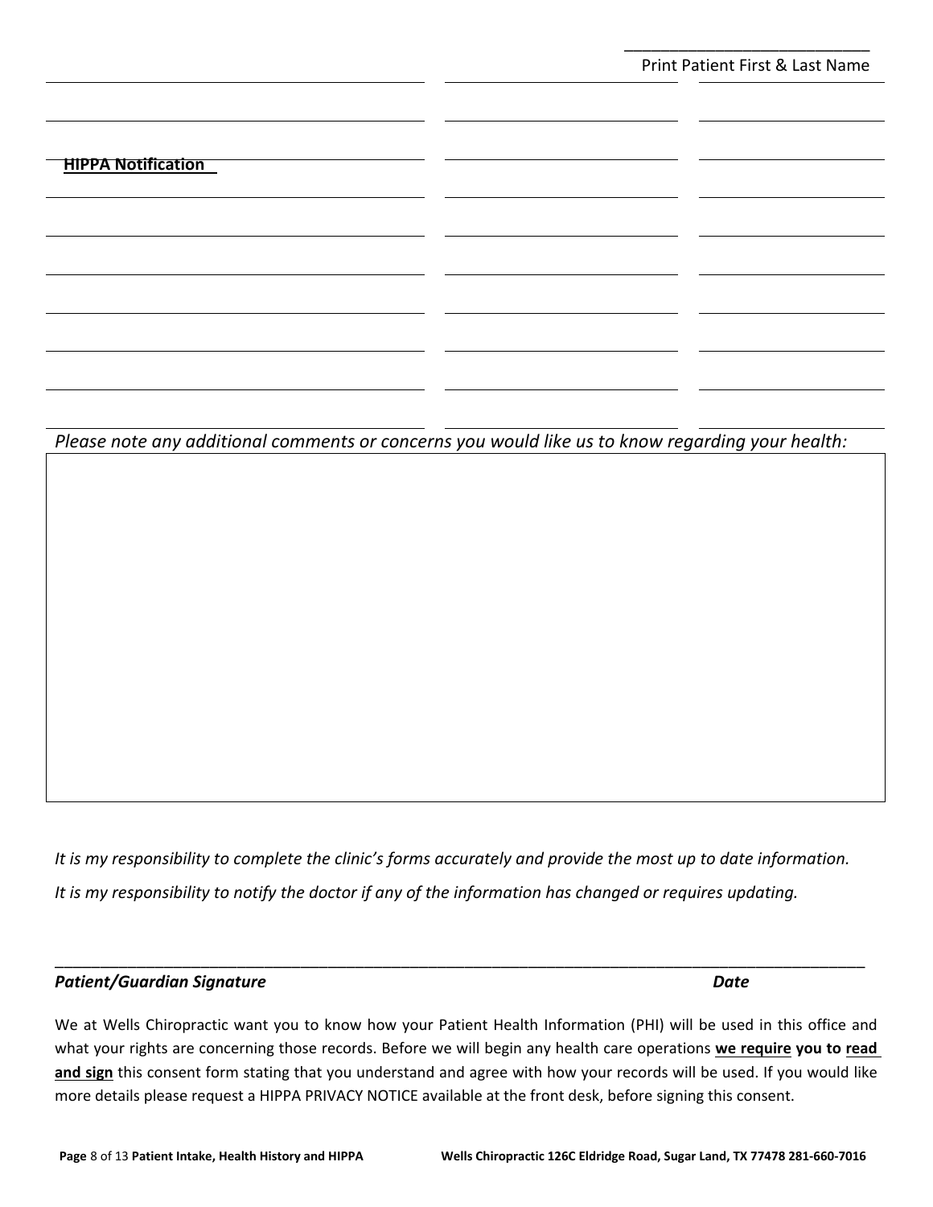\_\_\_\_\_\_\_\_\_\_\_\_\_\_\_\_\_\_\_\_\_\_\_\_\_\_\_\_

Print Patient First & Last Name

| | | |
|---|---|---|
| | | |
| | | |
| **HIPPA Notification** | | |
| | | |
| | | |
| | | |
| | | |
| | | |
| | | |

*Please note any additional comments or concerns you would like us to know regarding your health:*

| |
|---|
| |

*It is my responsibility to complete the clinic's forms accurately and provide the most up to date information.*

*It is my responsibility to notify the doctor if any of the information has changed or requires updating.*

\_\_\_\_\_\_\_\_\_\_\_\_\_\_\_\_\_\_\_\_\_\_\_\_\_\_\_\_\_\_\_\_\_\_\_\_\_\_\_\_\_\_\_\_\_\_\_\_\_\_\_\_\_\_\_\_\_\_\_\_\_\_\_\_\_\_\_\_\_\_\_\_\_\_\_\_\_\_\_\_\_\_\_\_\_\_\_\_

***Patient/Guardian Signature*** ***Date***

We at Wells Chiropractic want you to know how your Patient Health Information (PHI) will be used in this office and what your rights are concerning those records. Before we will begin any health care operations **we require you to read and sign** this consent form stating that you understand and agree with how your records will be used. If you would like more details please request a HIPPA PRIVACY NOTICE available at the front desk, before signing this consent.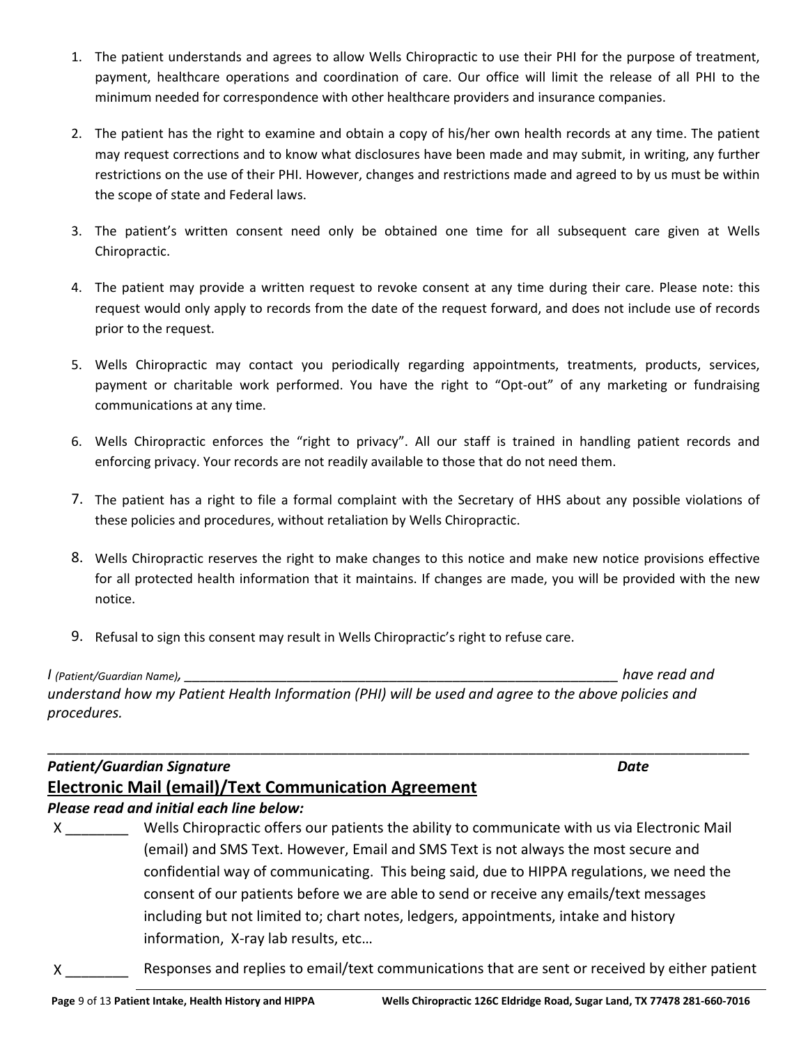1. The patient understands and agrees to allow Wells Chiropractic to use their PHI for the purpose of treatment, payment, healthcare operations and coordination of care. Our office will limit the release of all PHI to the minimum needed for correspondence with other healthcare providers and insurance companies.

2. The patient has the right to examine and obtain a copy of his/her own health records at any time. The patient may request corrections and to know what disclosures have been made and may submit, in writing, any further restrictions on the use of their PHI. However, changes and restrictions made and agreed to by us must be within the scope of state and Federal laws.

3. The patient's written consent need only be obtained one time for all subsequent care given at Wells Chiropractic.

4. The patient may provide a written request to revoke consent at any time during their care. Please note: this request would only apply to records from the date of the request forward, and does not include use of records prior to the request.

5. Wells Chiropractic may contact you periodically regarding appointments, treatments, products, services, payment or charitable work performed. You have the right to "Opt-out" of any marketing or fundraising communications at any time.

6. Wells Chiropractic enforces the "right to privacy". All our staff is trained in handling patient records and enforcing privacy. Your records are not readily available to those that do not need them.

7. The patient has a right to file a formal complaint with the Secretary of HHS about any possible violations of these policies and procedures, without retaliation by Wells Chiropractic.

8. Wells Chiropractic reserves the right to make changes to this notice and make new notice provisions effective for all protected health information that it maintains. If changes are made, you will be provided with the new notice.

9. Refusal to sign this consent may result in Wells Chiropractic's right to refuse care.

*I (Patient/Guardian Name), ______________________________________________________________ have read and understand how my Patient Health Information (PHI) will be used and agree to the above policies and procedures.*

_____________________________________________________________________________________________

***Patient/Guardian Signature*** ***Date***

## Electronic Mail (email)/Text Communication Agreement

***Please read and initial each line below:***

X ________ Wells Chiropractic offers our patients the ability to communicate with us via Electronic Mail (email) and SMS Text. However, Email and SMS Text is not always the most secure and confidential way of communicating. This being said, due to HIPPA regulations, we need the consent of our patients before we are able to send or receive any emails/text messages including but not limited to; chart notes, ledgers, appointments, intake and history information, X-ray lab results, etc…

X ________ Responses and replies to email/text communications that are sent or received by either patient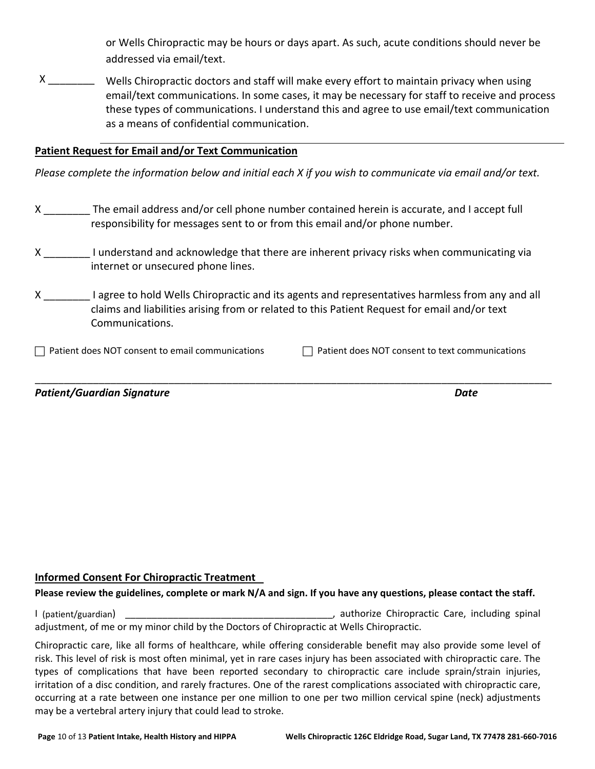or Wells Chiropractic may be hours or days apart. As such, acute conditions should never be addressed via email/text.

X ________ Wells Chiropractic doctors and staff will make every effort to maintain privacy when using email/text communications. In some cases, it may be necessary for staff to receive and process these types of communications. I understand this and agree to use email/text communication as a means of confidential communication.

---

**Patient Request for Email and/or Text Communication**

*Please complete the information below and initial each X if you wish to communicate via email and/or text.*

X ________ The email address and/or cell phone number contained herein is accurate, and I accept full responsibility for messages sent to or from this email and/or phone number.

X ________ I understand and acknowledge that there are inherent privacy risks when communicating via internet or unsecured phone lines.

X ________ I agree to hold Wells Chiropractic and its agents and representatives harmless from any and all claims and liabilities arising from or related to this Patient Request for email and/or text Communications.

☐ Patient does NOT consent to email communications ☐ Patient does NOT consent to text communications

_____________________________________________________________________________________

***Patient/Guardian Signature*** ***Date***

**Informed Consent For Chiropractic Treatment**

**Please review the guidelines, complete or mark N/A and sign. If you have any questions, please contact the staff.**

I (patient/guardian) ________________________________________, authorize Chiropractic Care, including spinal adjustment, of me or my minor child by the Doctors of Chiropractic at Wells Chiropractic.

Chiropractic care, like all forms of healthcare, while offering considerable benefit may also provide some level of risk. This level of risk is most often minimal, yet in rare cases injury has been associated with chiropractic care. The types of complications that have been reported secondary to chiropractic care include sprain/strain injuries, irritation of a disc condition, and rarely fractures. One of the rarest complications associated with chiropractic care, occurring at a rate between one instance per one million to one per two million cervical spine (neck) adjustments may be a vertebral artery injury that could lead to stroke.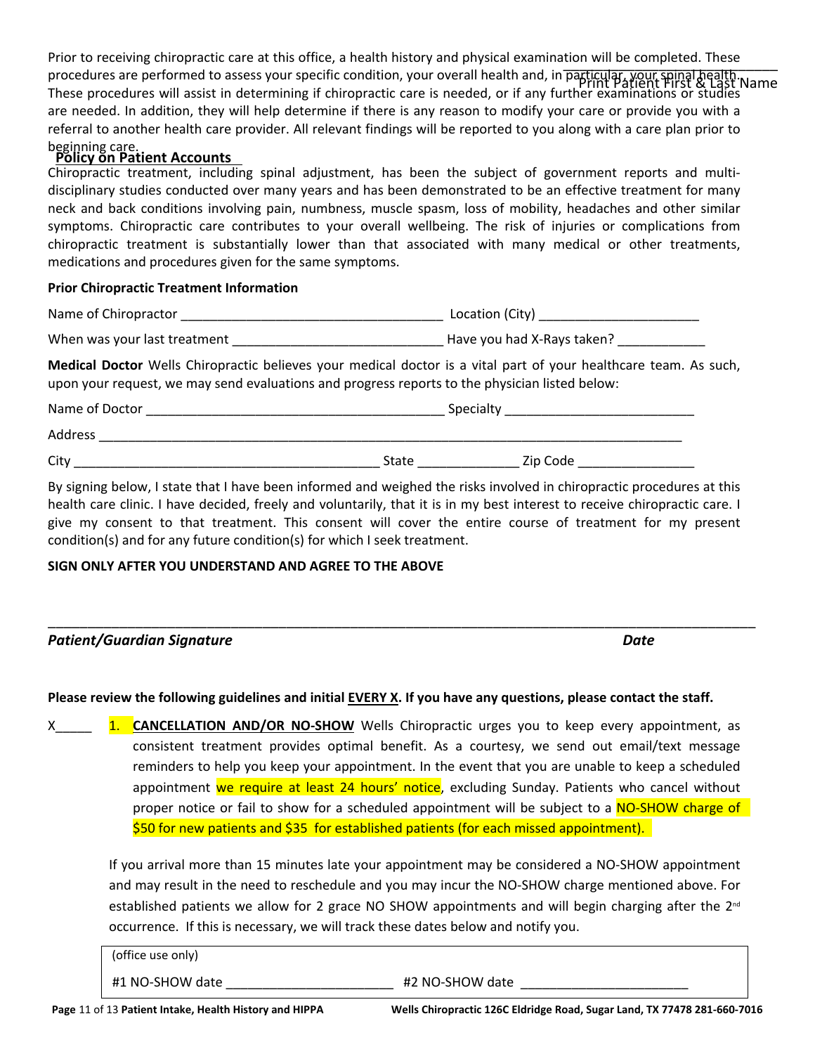Prior to receiving chiropractic care at this office, a health history and physical examination will be completed. These procedures are performed to assess your specific condition, your overall health and, in particular, your spinal health. These procedures will assist in determining if chiropractic care is needed, or if any further examinations or studies are needed. In addition, they will help determine if there is any reason to modify your care or provide you with a referral to another health care provider. All relevant findings will be reported to you along with a care plan prior to beginning care.

_______________
Print Patient First & Last Name

**Policy on Patient Accounts**

Chiropractic treatment, including spinal adjustment, has been the subject of government reports and multi-disciplinary studies conducted over many years and has been demonstrated to be an effective treatment for many neck and back conditions involving pain, numbness, muscle spasm, loss of mobility, headaches and other similar symptoms. Chiropractic care contributes to your overall wellbeing. The risk of injuries or complications from chiropractic treatment is substantially lower than that associated with many medical or other treatments, medications and procedures given for the same symptoms.

**Prior Chiropractic Treatment Information**

Name of Chiropractor ___________________________________ Location (City) _____________________

When was your last treatment ____________________________ Have you had X-Rays taken? ____________

**Medical Doctor** Wells Chiropractic believes your medical doctor is a vital part of your healthcare team. As such, upon your request, we may send evaluations and progress reports to the physician listed below:

Name of Doctor ________________________________________ Specialty _________________________

Address ________________________________________________________________________________

City ________________________________________ State _____________ Zip Code ________________

By signing below, I state that I have been informed and weighed the risks involved in chiropractic procedures at this health care clinic. I have decided, freely and voluntarily, that it is in my best interest to receive chiropractic care. I give my consent to that treatment. This consent will cover the entire course of treatment for my present condition(s) and for any future condition(s) for which I seek treatment.

**SIGN ONLY AFTER YOU UNDERSTAND AND AGREE TO THE ABOVE**

_____________________________________________________________________________________________

*Patient/Guardian Signature* *Date*

**Please review the following guidelines and initial EVERY X. If you have any questions, please contact the staff.**

X_____ 1. **CANCELLATION AND/OR NO-SHOW** Wells Chiropractic urges you to keep every appointment, as consistent treatment provides optimal benefit. As a courtesy, we send out email/text message reminders to help you keep your appointment. In the event that you are unable to keep a scheduled appointment we require at least 24 hours' notice, excluding Sunday. Patients who cancel without proper notice or fail to show for a scheduled appointment will be subject to a NO-SHOW charge of $50 for new patients and $35 for established patients (for each missed appointment).

If you arrival more than 15 minutes late your appointment may be considered a NO-SHOW appointment and may result in the need to reschedule and you may incur the NO-SHOW charge mentioned above. For established patients we allow for 2 grace NO SHOW appointments and will begin charging after the 2nd occurrence. If this is necessary, we will track these dates below and notify you.

(office use only)

#1 NO-SHOW date ______________________ #2 NO-SHOW date ______________________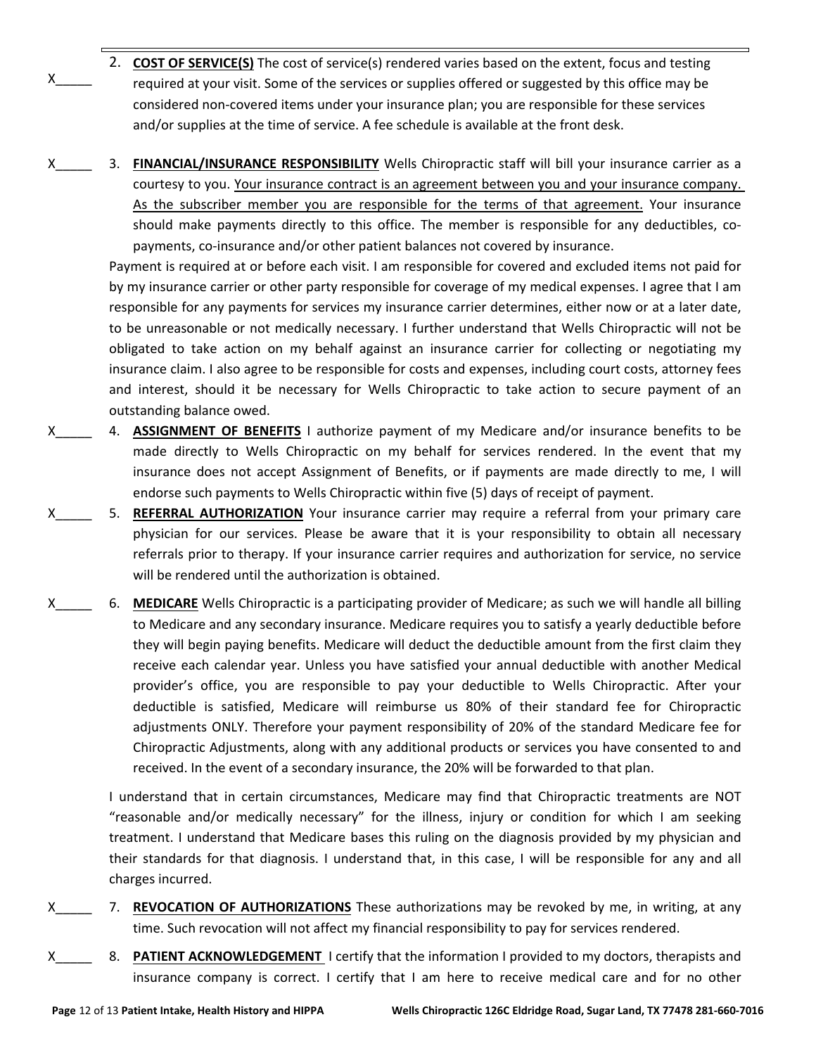X_____ 2. **COST OF SERVICE(S)** The cost of service(s) rendered varies based on the extent, focus and testing required at your visit. Some of the services or supplies offered or suggested by this office may be considered non-covered items under your insurance plan; you are responsible for these services and/or supplies at the time of service. A fee schedule is available at the front desk.

X_____ 3. **FINANCIAL/INSURANCE RESPONSIBILITY** Wells Chiropractic staff will bill your insurance carrier as a courtesy to you. Your insurance contract is an agreement between you and your insurance company. As the subscriber member you are responsible for the terms of that agreement. Your insurance should make payments directly to this office. The member is responsible for any deductibles, co-payments, co-insurance and/or other patient balances not covered by insurance.

Payment is required at or before each visit. I am responsible for covered and excluded items not paid for by my insurance carrier or other party responsible for coverage of my medical expenses. I agree that I am responsible for any payments for services my insurance carrier determines, either now or at a later date, to be unreasonable or not medically necessary. I further understand that Wells Chiropractic will not be obligated to take action on my behalf against an insurance carrier for collecting or negotiating my insurance claim. I also agree to be responsible for costs and expenses, including court costs, attorney fees and interest, should it be necessary for Wells Chiropractic to take action to secure payment of an outstanding balance owed.

X_____ 4. **ASSIGNMENT OF BENEFITS** I authorize payment of my Medicare and/or insurance benefits to be made directly to Wells Chiropractic on my behalf for services rendered. In the event that my insurance does not accept Assignment of Benefits, or if payments are made directly to me, I will endorse such payments to Wells Chiropractic within five (5) days of receipt of payment.

X_____ 5. **REFERRAL AUTHORIZATION** Your insurance carrier may require a referral from your primary care physician for our services. Please be aware that it is your responsibility to obtain all necessary referrals prior to therapy. If your insurance carrier requires and authorization for service, no service will be rendered until the authorization is obtained.

X_____ 6. **MEDICARE** Wells Chiropractic is a participating provider of Medicare; as such we will handle all billing to Medicare and any secondary insurance. Medicare requires you to satisfy a yearly deductible before they will begin paying benefits. Medicare will deduct the deductible amount from the first claim they receive each calendar year. Unless you have satisfied your annual deductible with another Medical provider's office, you are responsible to pay your deductible to Wells Chiropractic. After your deductible is satisfied, Medicare will reimburse us 80% of their standard fee for Chiropractic adjustments ONLY. Therefore your payment responsibility of 20% of the standard Medicare fee for Chiropractic Adjustments, along with any additional products or services you have consented to and received. In the event of a secondary insurance, the 20% will be forwarded to that plan.

I understand that in certain circumstances, Medicare may find that Chiropractic treatments are NOT "reasonable and/or medically necessary" for the illness, injury or condition for which I am seeking treatment. I understand that Medicare bases this ruling on the diagnosis provided by my physician and their standards for that diagnosis. I understand that, in this case, I will be responsible for any and all charges incurred.

X_____ 7. **REVOCATION OF AUTHORIZATIONS** These authorizations may be revoked by me, in writing, at any time. Such revocation will not affect my financial responsibility to pay for services rendered.

X_____ 8. **PATIENT ACKNOWLEDGEMENT** I certify that the information I provided to my doctors, therapists and insurance company is correct. I certify that I am here to receive medical care and for no other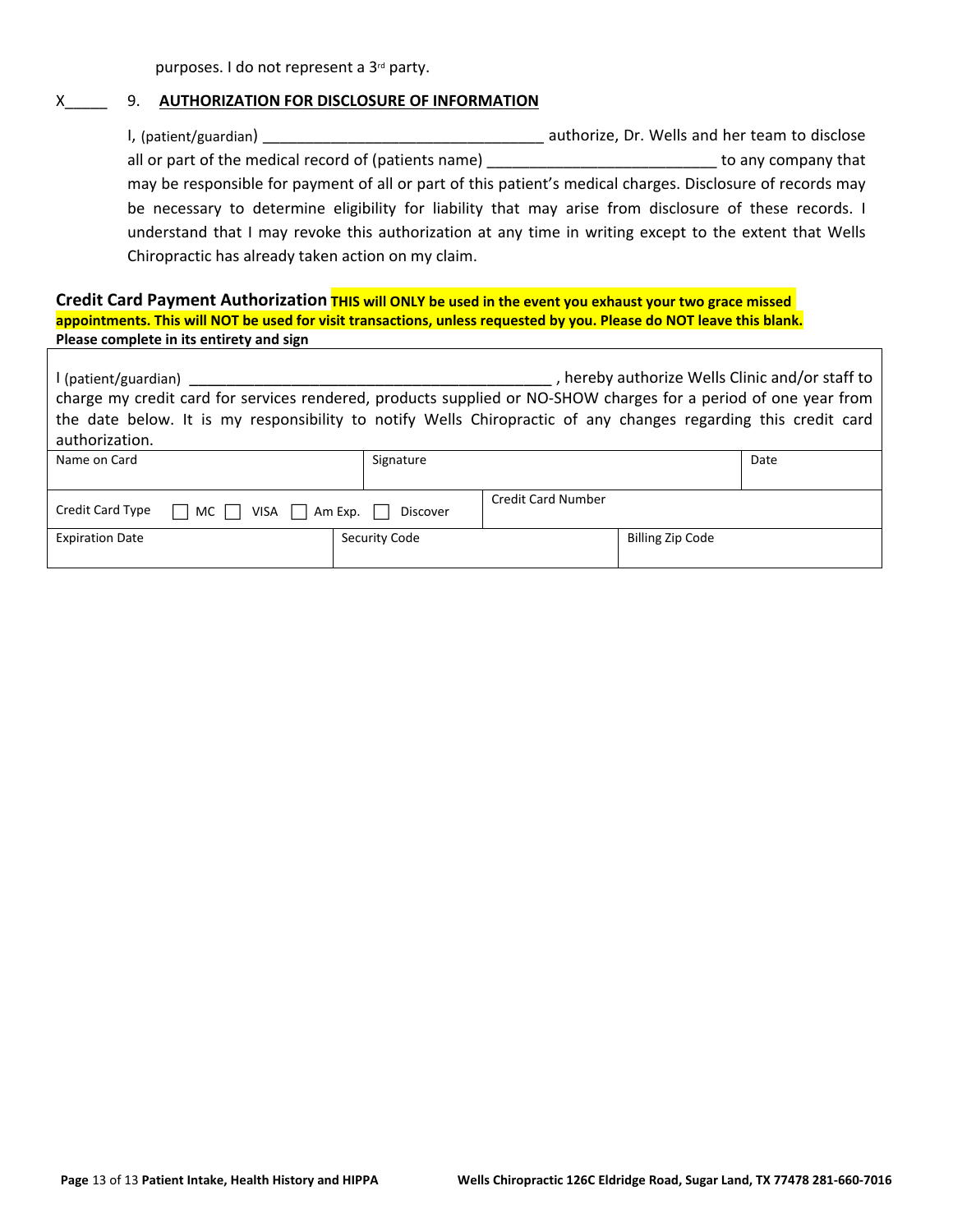purposes. I do not represent a 3rd party.

X_____ 9. **AUTHORIZATION FOR DISCLOSURE OF INFORMATION**

I, (patient/guardian) _________________________________ authorize, Dr. Wells and her team to disclose all or part of the medical record of (patients name) ___________________________ to any company that may be responsible for payment of all or part of this patient's medical charges. Disclosure of records may be necessary to determine eligibility for liability that may arise from disclosure of these records. I understand that I may revoke this authorization at any time in writing except to the extent that Wells Chiropractic has already taken action on my claim.

**Credit Card Payment Authorization** **THIS will ONLY be used in the event you exhaust your two grace missed appointments. This will NOT be used for visit transactions, unless requested by you. Please do NOT leave this blank.**

**Please complete in its entirety and sign**

I (patient/guardian) ____________________________________________ , hereby authorize Wells Clinic and/or staff to charge my credit card for services rendered, products supplied or NO-SHOW charges for a period of one year from the date below. It is my responsibility to notify Wells Chiropractic of any changes regarding this credit card authorization.

| | | |
|---|---|---|
| Name on Card | Signature | Date |
| Credit Card Type ☐ MC ☐ VISA ☐ Am Exp. ☐ Discover | Credit Card Number | |
| Expiration Date | Security Code | Billing Zip Code |